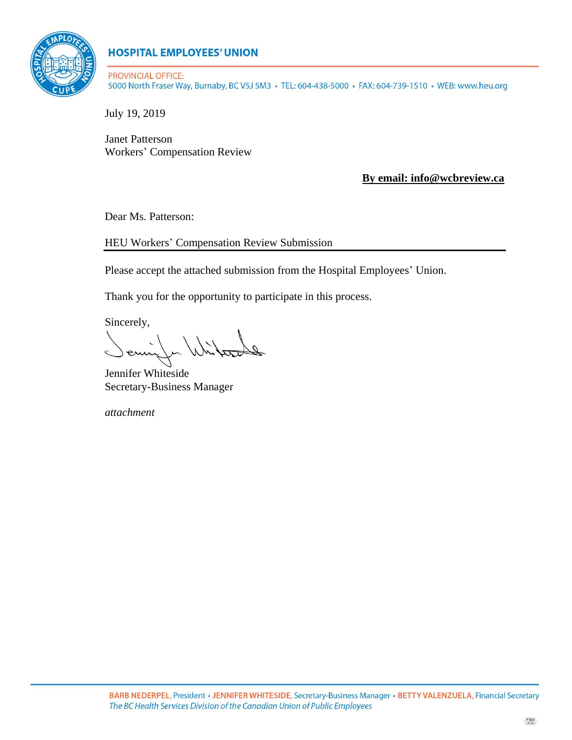**HOSPITAL EMPLOYEES' UNION**

PROVINCIAL OFFICE:
5000 North Fraser Way, Burnaby, BC V5J 5M3 • TEL: 604-438-5000 • FAX: 604-739-1510 • WEB: www.heu.org

July 19, 2019

Janet Patterson
Workers' Compensation Review

**By email: info@wcbreview.ca**

Dear Ms. Patterson:

HEU Workers' Compensation Review Submission

Please accept the attached submission from the Hospital Employees' Union.

Thank you for the opportunity to participate in this process.

Sincerely,

Jennifer Whiteside
Secretary-Business Manager

*attachment*

**BARB NEDERPEL**, President • **JENNIFER WHITESIDE**, Secretary-Business Manager • **BETTY VALENZUELA**, Financial Secretary
*The BC Health Services Division of the Canadian Union of Public Employees*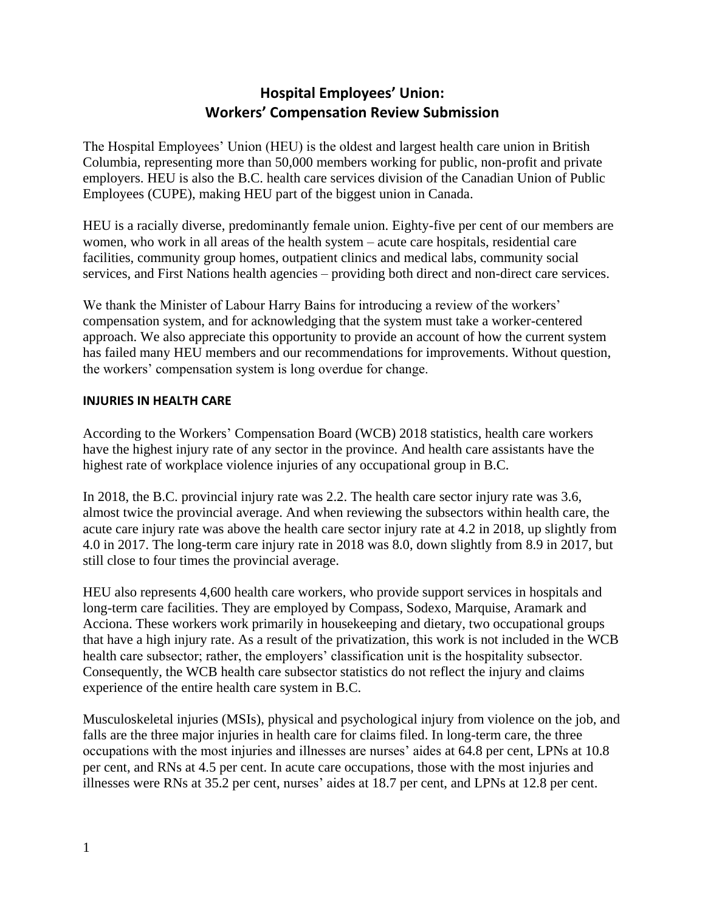# Hospital Employees' Union: Workers' Compensation Review Submission

The Hospital Employees' Union (HEU) is the oldest and largest health care union in British Columbia, representing more than 50,000 members working for public, non-profit and private employers. HEU is also the B.C. health care services division of the Canadian Union of Public Employees (CUPE), making HEU part of the biggest union in Canada.

HEU is a racially diverse, predominantly female union. Eighty-five per cent of our members are women, who work in all areas of the health system – acute care hospitals, residential care facilities, community group homes, outpatient clinics and medical labs, community social services, and First Nations health agencies – providing both direct and non-direct care services.

We thank the Minister of Labour Harry Bains for introducing a review of the workers' compensation system, and for acknowledging that the system must take a worker-centered approach. We also appreciate this opportunity to provide an account of how the current system has failed many HEU members and our recommendations for improvements. Without question, the workers' compensation system is long overdue for change.

**INJURIES IN HEALTH CARE**

According to the Workers' Compensation Board (WCB) 2018 statistics, health care workers have the highest injury rate of any sector in the province. And health care assistants have the highest rate of workplace violence injuries of any occupational group in B.C.

In 2018, the B.C. provincial injury rate was 2.2. The health care sector injury rate was 3.6, almost twice the provincial average. And when reviewing the subsectors within health care, the acute care injury rate was above the health care sector injury rate at 4.2 in 2018, up slightly from 4.0 in 2017. The long-term care injury rate in 2018 was 8.0, down slightly from 8.9 in 2017, but still close to four times the provincial average.

HEU also represents 4,600 health care workers, who provide support services in hospitals and long-term care facilities. They are employed by Compass, Sodexo, Marquise, Aramark and Acciona. These workers work primarily in housekeeping and dietary, two occupational groups that have a high injury rate. As a result of the privatization, this work is not included in the WCB health care subsector; rather, the employers' classification unit is the hospitality subsector. Consequently, the WCB health care subsector statistics do not reflect the injury and claims experience of the entire health care system in B.C.

Musculoskeletal injuries (MSIs), physical and psychological injury from violence on the job, and falls are the three major injuries in health care for claims filed. In long-term care, the three occupations with the most injuries and illnesses are nurses' aides at 64.8 per cent, LPNs at 10.8 per cent, and RNs at 4.5 per cent. In acute care occupations, those with the most injuries and illnesses were RNs at 35.2 per cent, nurses' aides at 18.7 per cent, and LPNs at 12.8 per cent.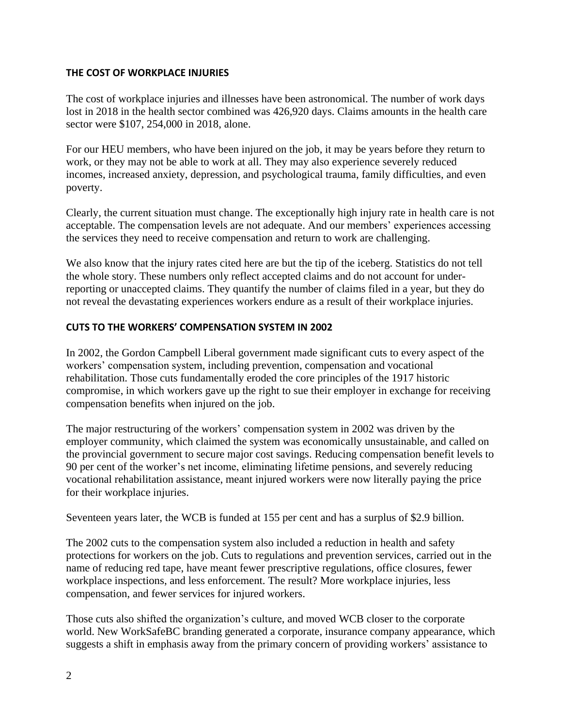## THE COST OF WORKPLACE INJURIES

The cost of workplace injuries and illnesses have been astronomical. The number of work days lost in 2018 in the health sector combined was 426,920 days. Claims amounts in the health care sector were $107, 254,000 in 2018, alone.

For our HEU members, who have been injured on the job, it may be years before they return to work, or they may not be able to work at all. They may also experience severely reduced incomes, increased anxiety, depression, and psychological trauma, family difficulties, and even poverty.

Clearly, the current situation must change. The exceptionally high injury rate in health care is not acceptable. The compensation levels are not adequate. And our members' experiences accessing the services they need to receive compensation and return to work are challenging.

We also know that the injury rates cited here are but the tip of the iceberg. Statistics do not tell the whole story. These numbers only reflect accepted claims and do not account for under-reporting or unaccepted claims. They quantify the number of claims filed in a year, but they do not reveal the devastating experiences workers endure as a result of their workplace injuries.

## CUTS TO THE WORKERS' COMPENSATION SYSTEM IN 2002

In 2002, the Gordon Campbell Liberal government made significant cuts to every aspect of the workers' compensation system, including prevention, compensation and vocational rehabilitation. Those cuts fundamentally eroded the core principles of the 1917 historic compromise, in which workers gave up the right to sue their employer in exchange for receiving compensation benefits when injured on the job.

The major restructuring of the workers' compensation system in 2002 was driven by the employer community, which claimed the system was economically unsustainable, and called on the provincial government to secure major cost savings. Reducing compensation benefit levels to 90 per cent of the worker's net income, eliminating lifetime pensions, and severely reducing vocational rehabilitation assistance, meant injured workers were now literally paying the price for their workplace injuries.

Seventeen years later, the WCB is funded at 155 per cent and has a surplus of $2.9 billion.

The 2002 cuts to the compensation system also included a reduction in health and safety protections for workers on the job. Cuts to regulations and prevention services, carried out in the name of reducing red tape, have meant fewer prescriptive regulations, office closures, fewer workplace inspections, and less enforcement. The result? More workplace injuries, less compensation, and fewer services for injured workers.

Those cuts also shifted the organization's culture, and moved WCB closer to the corporate world. New WorkSafeBC branding generated a corporate, insurance company appearance, which suggests a shift in emphasis away from the primary concern of providing workers' assistance to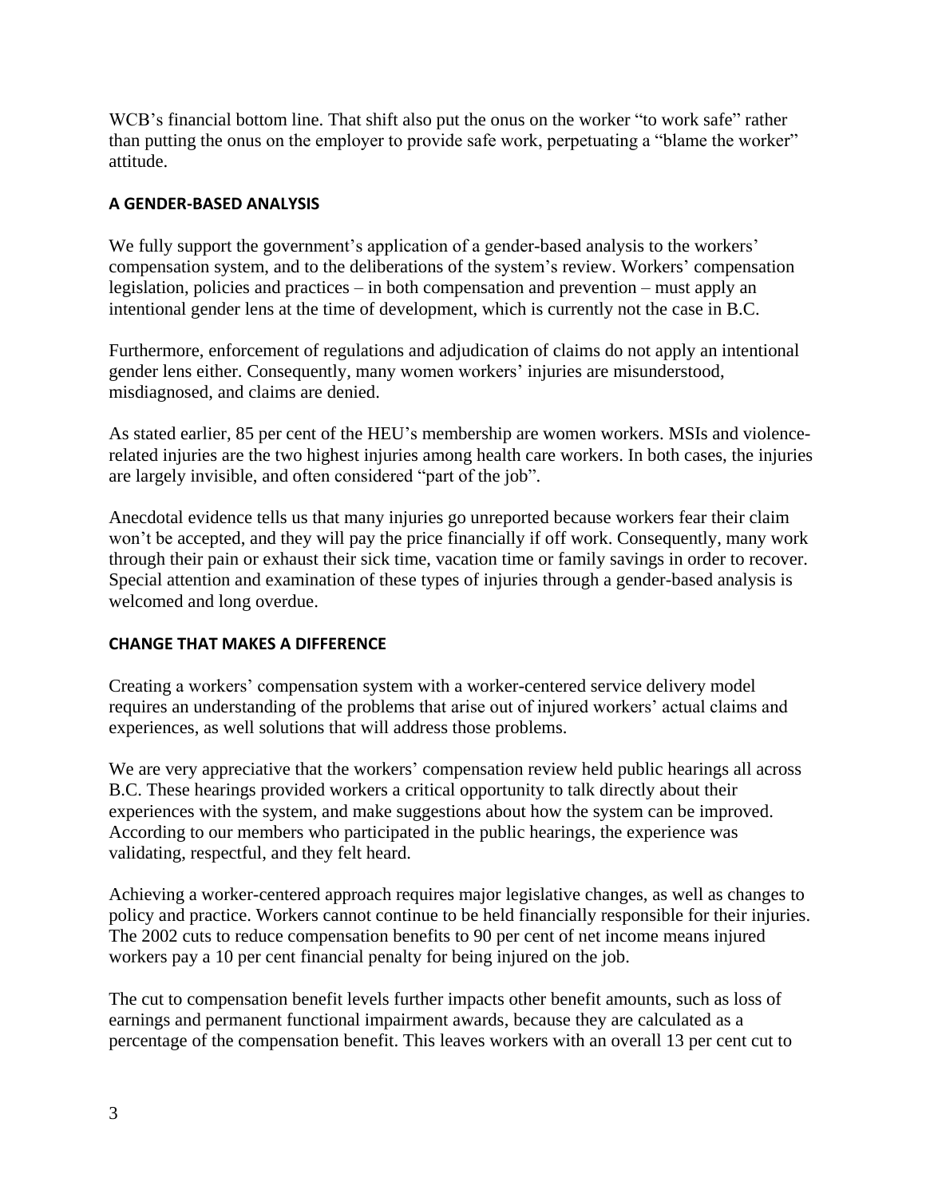WCB's financial bottom line. That shift also put the onus on the worker "to work safe" rather than putting the onus on the employer to provide safe work, perpetuating a "blame the worker" attitude.

## A GENDER-BASED ANALYSIS

We fully support the government's application of a gender-based analysis to the workers' compensation system, and to the deliberations of the system's review. Workers' compensation legislation, policies and practices – in both compensation and prevention – must apply an intentional gender lens at the time of development, which is currently not the case in B.C.

Furthermore, enforcement of regulations and adjudication of claims do not apply an intentional gender lens either. Consequently, many women workers' injuries are misunderstood, misdiagnosed, and claims are denied.

As stated earlier, 85 per cent of the HEU's membership are women workers. MSIs and violence-related injuries are the two highest injuries among health care workers. In both cases, the injuries are largely invisible, and often considered "part of the job".

Anecdotal evidence tells us that many injuries go unreported because workers fear their claim won't be accepted, and they will pay the price financially if off work. Consequently, many work through their pain or exhaust their sick time, vacation time or family savings in order to recover. Special attention and examination of these types of injuries through a gender-based analysis is welcomed and long overdue.

## CHANGE THAT MAKES A DIFFERENCE

Creating a workers' compensation system with a worker-centered service delivery model requires an understanding of the problems that arise out of injured workers' actual claims and experiences, as well solutions that will address those problems.

We are very appreciative that the workers' compensation review held public hearings all across B.C. These hearings provided workers a critical opportunity to talk directly about their experiences with the system, and make suggestions about how the system can be improved. According to our members who participated in the public hearings, the experience was validating, respectful, and they felt heard.

Achieving a worker-centered approach requires major legislative changes, as well as changes to policy and practice. Workers cannot continue to be held financially responsible for their injuries. The 2002 cuts to reduce compensation benefits to 90 per cent of net income means injured workers pay a 10 per cent financial penalty for being injured on the job.

The cut to compensation benefit levels further impacts other benefit amounts, such as loss of earnings and permanent functional impairment awards, because they are calculated as a percentage of the compensation benefit. This leaves workers with an overall 13 per cent cut to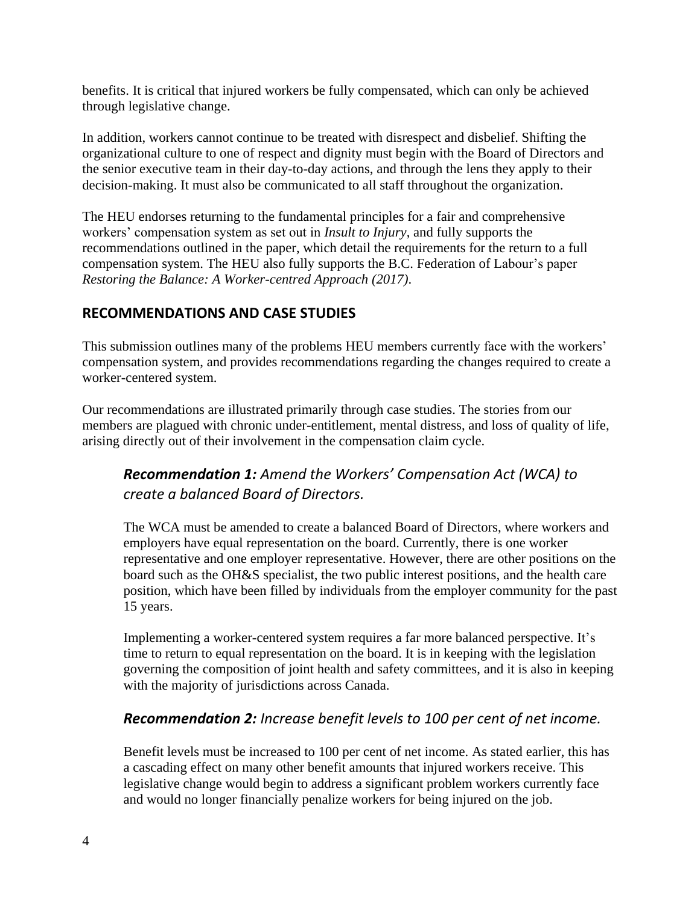benefits. It is critical that injured workers be fully compensated, which can only be achieved through legislative change.

In addition, workers cannot continue to be treated with disrespect and disbelief. Shifting the organizational culture to one of respect and dignity must begin with the Board of Directors and the senior executive team in their day-to-day actions, and through the lens they apply to their decision-making. It must also be communicated to all staff throughout the organization.

The HEU endorses returning to the fundamental principles for a fair and comprehensive workers' compensation system as set out in *Insult to Injury*, and fully supports the recommendations outlined in the paper, which detail the requirements for the return to a full compensation system. The HEU also fully supports the B.C. Federation of Labour's paper *Restoring the Balance: A Worker-centred Approach (2017)*.

## RECOMMENDATIONS AND CASE STUDIES

This submission outlines many of the problems HEU members currently face with the workers' compensation system, and provides recommendations regarding the changes required to create a worker-centered system.

Our recommendations are illustrated primarily through case studies. The stories from our members are plagued with chronic under-entitlement, mental distress, and loss of quality of life, arising directly out of their involvement in the compensation claim cycle.

### ***Recommendation 1:*** *Amend the Workers' Compensation Act (WCA) to create a balanced Board of Directors.*

The WCA must be amended to create a balanced Board of Directors, where workers and employers have equal representation on the board. Currently, there is one worker representative and one employer representative. However, there are other positions on the board such as the OH&S specialist, the two public interest positions, and the health care position, which have been filled by individuals from the employer community for the past 15 years.

Implementing a worker-centered system requires a far more balanced perspective. It's time to return to equal representation on the board. It is in keeping with the legislation governing the composition of joint health and safety committees, and it is also in keeping with the majority of jurisdictions across Canada.

### ***Recommendation 2:*** *Increase benefit levels to 100 per cent of net income.*

Benefit levels must be increased to 100 per cent of net income. As stated earlier, this has a cascading effect on many other benefit amounts that injured workers receive. This legislative change would begin to address a significant problem workers currently face and would no longer financially penalize workers for being injured on the job.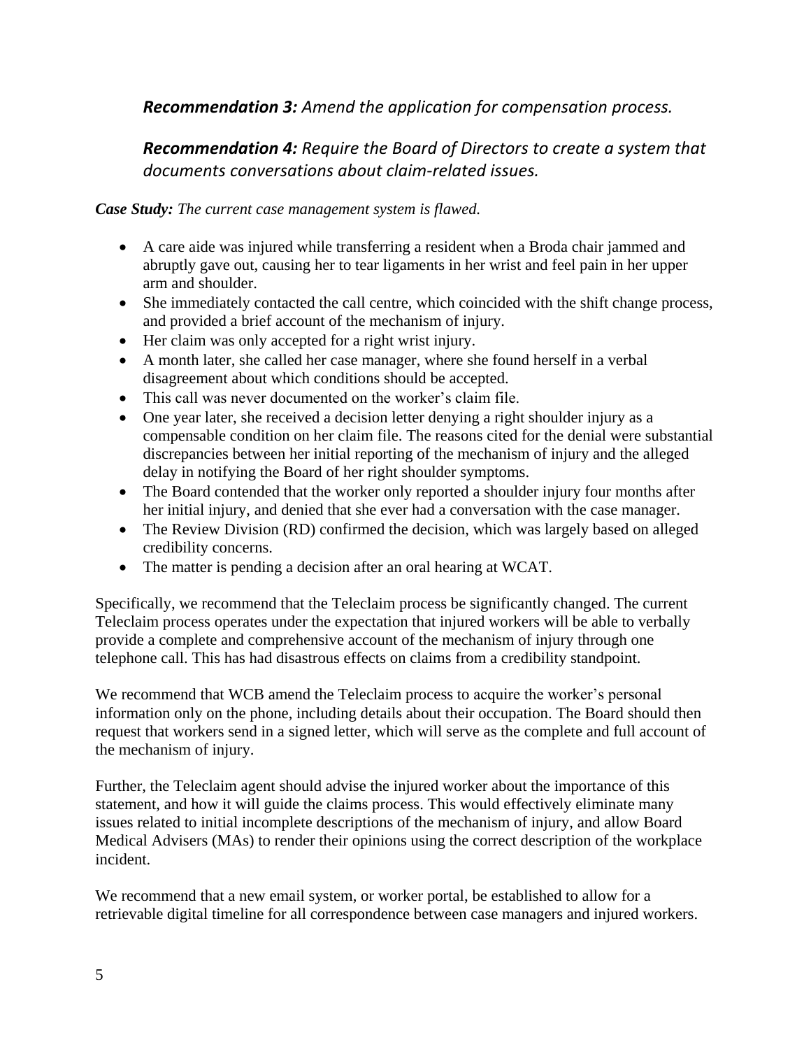***Recommendation 3:*** *Amend the application for compensation process.*

***Recommendation 4:*** *Require the Board of Directors to create a system that documents conversations about claim-related issues.*

***Case Study:*** *The current case management system is flawed.*

- A care aide was injured while transferring a resident when a Broda chair jammed and abruptly gave out, causing her to tear ligaments in her wrist and feel pain in her upper arm and shoulder.
- She immediately contacted the call centre, which coincided with the shift change process, and provided a brief account of the mechanism of injury.
- Her claim was only accepted for a right wrist injury.
- A month later, she called her case manager, where she found herself in a verbal disagreement about which conditions should be accepted.
- This call was never documented on the worker's claim file.
- One year later, she received a decision letter denying a right shoulder injury as a compensable condition on her claim file. The reasons cited for the denial were substantial discrepancies between her initial reporting of the mechanism of injury and the alleged delay in notifying the Board of her right shoulder symptoms.
- The Board contended that the worker only reported a shoulder injury four months after her initial injury, and denied that she ever had a conversation with the case manager.
- The Review Division (RD) confirmed the decision, which was largely based on alleged credibility concerns.
- The matter is pending a decision after an oral hearing at WCAT.

Specifically, we recommend that the Teleclaim process be significantly changed. The current Teleclaim process operates under the expectation that injured workers will be able to verbally provide a complete and comprehensive account of the mechanism of injury through one telephone call. This has had disastrous effects on claims from a credibility standpoint.

We recommend that WCB amend the Teleclaim process to acquire the worker's personal information only on the phone, including details about their occupation. The Board should then request that workers send in a signed letter, which will serve as the complete and full account of the mechanism of injury.

Further, the Teleclaim agent should advise the injured worker about the importance of this statement, and how it will guide the claims process. This would effectively eliminate many issues related to initial incomplete descriptions of the mechanism of injury, and allow Board Medical Advisers (MAs) to render their opinions using the correct description of the workplace incident.

We recommend that a new email system, or worker portal, be established to allow for a retrievable digital timeline for all correspondence between case managers and injured workers.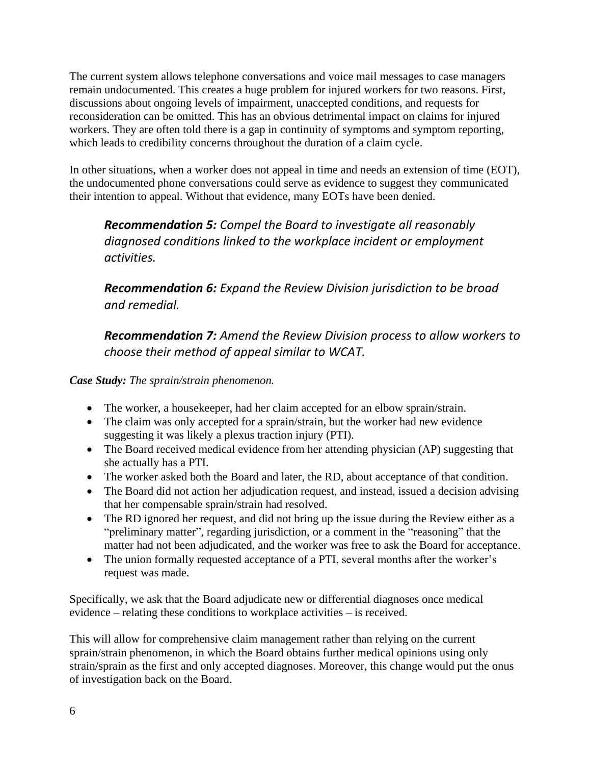The current system allows telephone conversations and voice mail messages to case managers remain undocumented. This creates a huge problem for injured workers for two reasons. First, discussions about ongoing levels of impairment, unaccepted conditions, and requests for reconsideration can be omitted. This has an obvious detrimental impact on claims for injured workers. They are often told there is a gap in continuity of symptoms and symptom reporting, which leads to credibility concerns throughout the duration of a claim cycle.

In other situations, when a worker does not appeal in time and needs an extension of time (EOT), the undocumented phone conversations could serve as evidence to suggest they communicated their intention to appeal. Without that evidence, many EOTs have been denied.

> ***Recommendation 5:*** *Compel the Board to investigate all reasonably diagnosed conditions linked to the workplace incident or employment activities.*
>
> ***Recommendation 6:*** *Expand the Review Division jurisdiction to be broad and remedial.*
>
> ***Recommendation 7:*** *Amend the Review Division process to allow workers to choose their method of appeal similar to WCAT.*

***Case Study:*** *The sprain/strain phenomenon.*

- The worker, a housekeeper, had her claim accepted for an elbow sprain/strain.
- The claim was only accepted for a sprain/strain, but the worker had new evidence suggesting it was likely a plexus traction injury (PTI).
- The Board received medical evidence from her attending physician (AP) suggesting that she actually has a PTI.
- The worker asked both the Board and later, the RD, about acceptance of that condition.
- The Board did not action her adjudication request, and instead, issued a decision advising that her compensable sprain/strain had resolved.
- The RD ignored her request, and did not bring up the issue during the Review either as a "preliminary matter", regarding jurisdiction, or a comment in the "reasoning" that the matter had not been adjudicated, and the worker was free to ask the Board for acceptance.
- The union formally requested acceptance of a PTI, several months after the worker's request was made.

Specifically, we ask that the Board adjudicate new or differential diagnoses once medical evidence – relating these conditions to workplace activities – is received.

This will allow for comprehensive claim management rather than relying on the current sprain/strain phenomenon, in which the Board obtains further medical opinions using only strain/sprain as the first and only accepted diagnoses. Moreover, this change would put the onus of investigation back on the Board.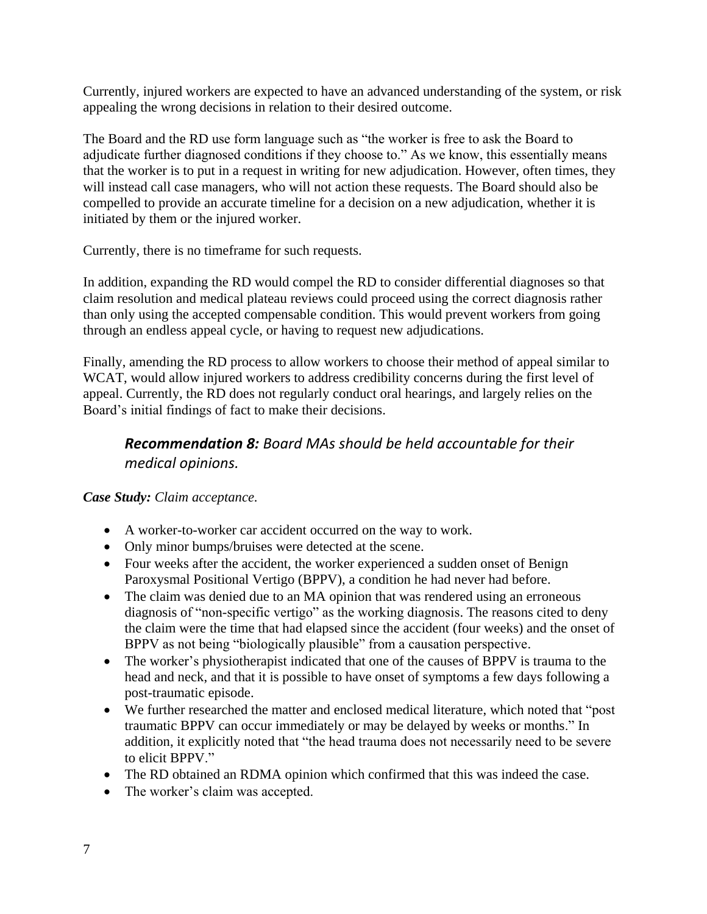Currently, injured workers are expected to have an advanced understanding of the system, or risk appealing the wrong decisions in relation to their desired outcome.

The Board and the RD use form language such as "the worker is free to ask the Board to adjudicate further diagnosed conditions if they choose to." As we know, this essentially means that the worker is to put in a request in writing for new adjudication. However, often times, they will instead call case managers, who will not action these requests. The Board should also be compelled to provide an accurate timeline for a decision on a new adjudication, whether it is initiated by them or the injured worker.

Currently, there is no timeframe for such requests.

In addition, expanding the RD would compel the RD to consider differential diagnoses so that claim resolution and medical plateau reviews could proceed using the correct diagnosis rather than only using the accepted compensable condition. This would prevent workers from going through an endless appeal cycle, or having to request new adjudications.

Finally, amending the RD process to allow workers to choose their method of appeal similar to WCAT, would allow injured workers to address credibility concerns during the first level of appeal. Currently, the RD does not regularly conduct oral hearings, and largely relies on the Board's initial findings of fact to make their decisions.

### ***Recommendation 8:*** *Board MAs should be held accountable for their medical opinions.*

***Case Study:*** *Claim acceptance.*

- A worker-to-worker car accident occurred on the way to work.
- Only minor bumps/bruises were detected at the scene.
- Four weeks after the accident, the worker experienced a sudden onset of Benign Paroxysmal Positional Vertigo (BPPV), a condition he had never had before.
- The claim was denied due to an MA opinion that was rendered using an erroneous diagnosis of "non-specific vertigo" as the working diagnosis. The reasons cited to deny the claim were the time that had elapsed since the accident (four weeks) and the onset of BPPV as not being "biologically plausible" from a causation perspective.
- The worker's physiotherapist indicated that one of the causes of BPPV is trauma to the head and neck, and that it is possible to have onset of symptoms a few days following a post-traumatic episode.
- We further researched the matter and enclosed medical literature, which noted that "post traumatic BPPV can occur immediately or may be delayed by weeks or months." In addition, it explicitly noted that "the head trauma does not necessarily need to be severe to elicit BPPV."
- The RD obtained an RDMA opinion which confirmed that this was indeed the case.
- The worker's claim was accepted.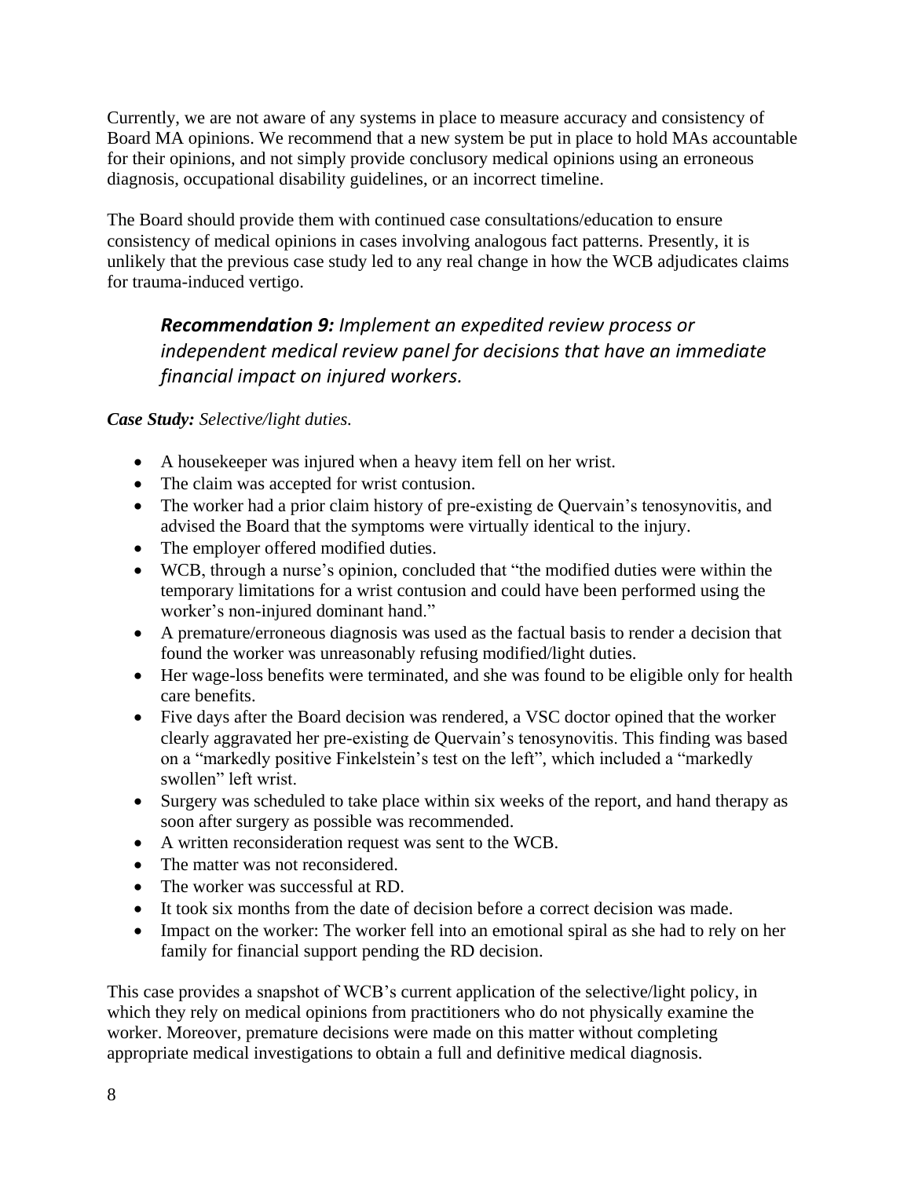Currently, we are not aware of any systems in place to measure accuracy and consistency of Board MA opinions. We recommend that a new system be put in place to hold MAs accountable for their opinions, and not simply provide conclusory medical opinions using an erroneous diagnosis, occupational disability guidelines, or an incorrect timeline.

The Board should provide them with continued case consultations/education to ensure consistency of medical opinions in cases involving analogous fact patterns. Presently, it is unlikely that the previous case study led to any real change in how the WCB adjudicates claims for trauma-induced vertigo.

> ***Recommendation 9:*** *Implement an expedited review process or independent medical review panel for decisions that have an immediate financial impact on injured workers.*

***Case Study:*** *Selective/light duties.*

- A housekeeper was injured when a heavy item fell on her wrist.
- The claim was accepted for wrist contusion.
- The worker had a prior claim history of pre-existing de Quervain's tenosynovitis, and advised the Board that the symptoms were virtually identical to the injury.
- The employer offered modified duties.
- WCB, through a nurse's opinion, concluded that "the modified duties were within the temporary limitations for a wrist contusion and could have been performed using the worker's non-injured dominant hand."
- A premature/erroneous diagnosis was used as the factual basis to render a decision that found the worker was unreasonably refusing modified/light duties.
- Her wage-loss benefits were terminated, and she was found to be eligible only for health care benefits.
- Five days after the Board decision was rendered, a VSC doctor opined that the worker clearly aggravated her pre-existing de Quervain's tenosynovitis. This finding was based on a "markedly positive Finkelstein's test on the left", which included a "markedly swollen" left wrist.
- Surgery was scheduled to take place within six weeks of the report, and hand therapy as soon after surgery as possible was recommended.
- A written reconsideration request was sent to the WCB.
- The matter was not reconsidered.
- The worker was successful at RD.
- It took six months from the date of decision before a correct decision was made.
- Impact on the worker: The worker fell into an emotional spiral as she had to rely on her family for financial support pending the RD decision.

This case provides a snapshot of WCB's current application of the selective/light policy, in which they rely on medical opinions from practitioners who do not physically examine the worker. Moreover, premature decisions were made on this matter without completing appropriate medical investigations to obtain a full and definitive medical diagnosis.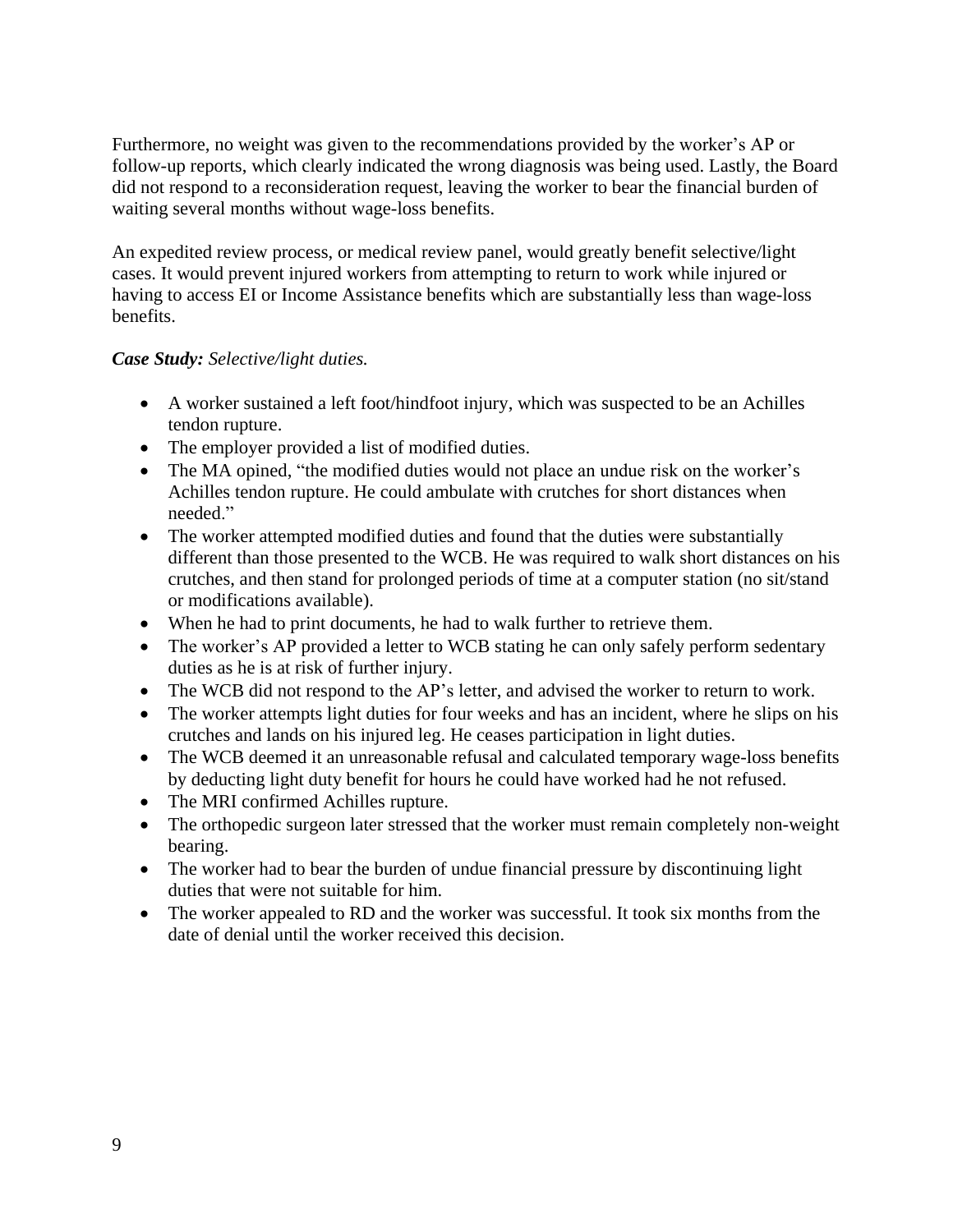Furthermore, no weight was given to the recommendations provided by the worker's AP or follow-up reports, which clearly indicated the wrong diagnosis was being used. Lastly, the Board did not respond to a reconsideration request, leaving the worker to bear the financial burden of waiting several months without wage-loss benefits.

An expedited review process, or medical review panel, would greatly benefit selective/light cases. It would prevent injured workers from attempting to return to work while injured or having to access EI or Income Assistance benefits which are substantially less than wage-loss benefits.

***Case Study:*** *Selective/light duties.*

- A worker sustained a left foot/hindfoot injury, which was suspected to be an Achilles tendon rupture.
- The employer provided a list of modified duties.
- The MA opined, "the modified duties would not place an undue risk on the worker's Achilles tendon rupture. He could ambulate with crutches for short distances when needed."
- The worker attempted modified duties and found that the duties were substantially different than those presented to the WCB. He was required to walk short distances on his crutches, and then stand for prolonged periods of time at a computer station (no sit/stand or modifications available).
- When he had to print documents, he had to walk further to retrieve them.
- The worker's AP provided a letter to WCB stating he can only safely perform sedentary duties as he is at risk of further injury.
- The WCB did not respond to the AP's letter, and advised the worker to return to work.
- The worker attempts light duties for four weeks and has an incident, where he slips on his crutches and lands on his injured leg. He ceases participation in light duties.
- The WCB deemed it an unreasonable refusal and calculated temporary wage-loss benefits by deducting light duty benefit for hours he could have worked had he not refused.
- The MRI confirmed Achilles rupture.
- The orthopedic surgeon later stressed that the worker must remain completely non-weight bearing.
- The worker had to bear the burden of undue financial pressure by discontinuing light duties that were not suitable for him.
- The worker appealed to RD and the worker was successful. It took six months from the date of denial until the worker received this decision.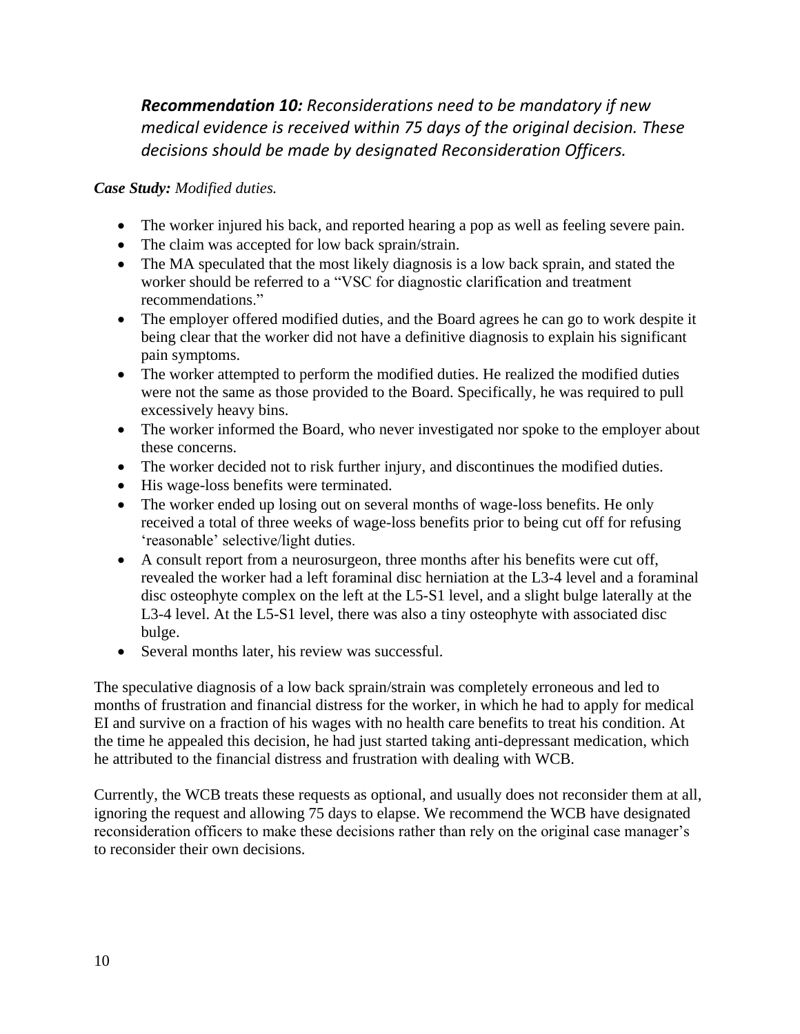***Recommendation 10:*** *Reconsiderations need to be mandatory if new medical evidence is received within 75 days of the original decision. These decisions should be made by designated Reconsideration Officers.*

***Case Study:*** *Modified duties.*

- The worker injured his back, and reported hearing a pop as well as feeling severe pain.
- The claim was accepted for low back sprain/strain.
- The MA speculated that the most likely diagnosis is a low back sprain, and stated the worker should be referred to a "VSC for diagnostic clarification and treatment recommendations."
- The employer offered modified duties, and the Board agrees he can go to work despite it being clear that the worker did not have a definitive diagnosis to explain his significant pain symptoms.
- The worker attempted to perform the modified duties. He realized the modified duties were not the same as those provided to the Board. Specifically, he was required to pull excessively heavy bins.
- The worker informed the Board, who never investigated nor spoke to the employer about these concerns.
- The worker decided not to risk further injury, and discontinues the modified duties.
- His wage-loss benefits were terminated.
- The worker ended up losing out on several months of wage-loss benefits. He only received a total of three weeks of wage-loss benefits prior to being cut off for refusing 'reasonable' selective/light duties.
- A consult report from a neurosurgeon, three months after his benefits were cut off, revealed the worker had a left foraminal disc herniation at the L3-4 level and a foraminal disc osteophyte complex on the left at the L5-S1 level, and a slight bulge laterally at the L3-4 level. At the L5-S1 level, there was also a tiny osteophyte with associated disc bulge.
- Several months later, his review was successful.

The speculative diagnosis of a low back sprain/strain was completely erroneous and led to months of frustration and financial distress for the worker, in which he had to apply for medical EI and survive on a fraction of his wages with no health care benefits to treat his condition. At the time he appealed this decision, he had just started taking anti-depressant medication, which he attributed to the financial distress and frustration with dealing with WCB.

Currently, the WCB treats these requests as optional, and usually does not reconsider them at all, ignoring the request and allowing 75 days to elapse. We recommend the WCB have designated reconsideration officers to make these decisions rather than rely on the original case manager's to reconsider their own decisions.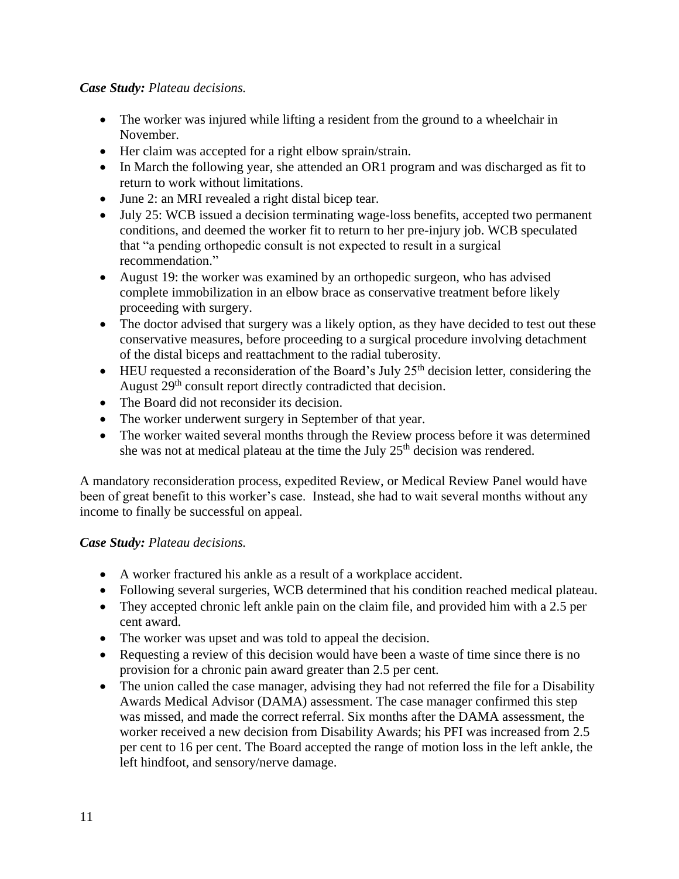***Case Study:*** *Plateau decisions.*

- The worker was injured while lifting a resident from the ground to a wheelchair in November.
- Her claim was accepted for a right elbow sprain/strain.
- In March the following year, she attended an OR1 program and was discharged as fit to return to work without limitations.
- June 2: an MRI revealed a right distal bicep tear.
- July 25: WCB issued a decision terminating wage-loss benefits, accepted two permanent conditions, and deemed the worker fit to return to her pre-injury job. WCB speculated that "a pending orthopedic consult is not expected to result in a surgical recommendation."
- August 19: the worker was examined by an orthopedic surgeon, who has advised complete immobilization in an elbow brace as conservative treatment before likely proceeding with surgery.
- The doctor advised that surgery was a likely option, as they have decided to test out these conservative measures, before proceeding to a surgical procedure involving detachment of the distal biceps and reattachment to the radial tuberosity.
- HEU requested a reconsideration of the Board's July 25th decision letter, considering the August 29th consult report directly contradicted that decision.
- The Board did not reconsider its decision.
- The worker underwent surgery in September of that year.
- The worker waited several months through the Review process before it was determined she was not at medical plateau at the time the July 25th decision was rendered.

A mandatory reconsideration process, expedited Review, or Medical Review Panel would have been of great benefit to this worker's case. Instead, she had to wait several months without any income to finally be successful on appeal.

***Case Study:*** *Plateau decisions.*

- A worker fractured his ankle as a result of a workplace accident.
- Following several surgeries, WCB determined that his condition reached medical plateau.
- They accepted chronic left ankle pain on the claim file, and provided him with a 2.5 per cent award.
- The worker was upset and was told to appeal the decision.
- Requesting a review of this decision would have been a waste of time since there is no provision for a chronic pain award greater than 2.5 per cent.
- The union called the case manager, advising they had not referred the file for a Disability Awards Medical Advisor (DAMA) assessment. The case manager confirmed this step was missed, and made the correct referral. Six months after the DAMA assessment, the worker received a new decision from Disability Awards; his PFI was increased from 2.5 per cent to 16 per cent. The Board accepted the range of motion loss in the left ankle, the left hindfoot, and sensory/nerve damage.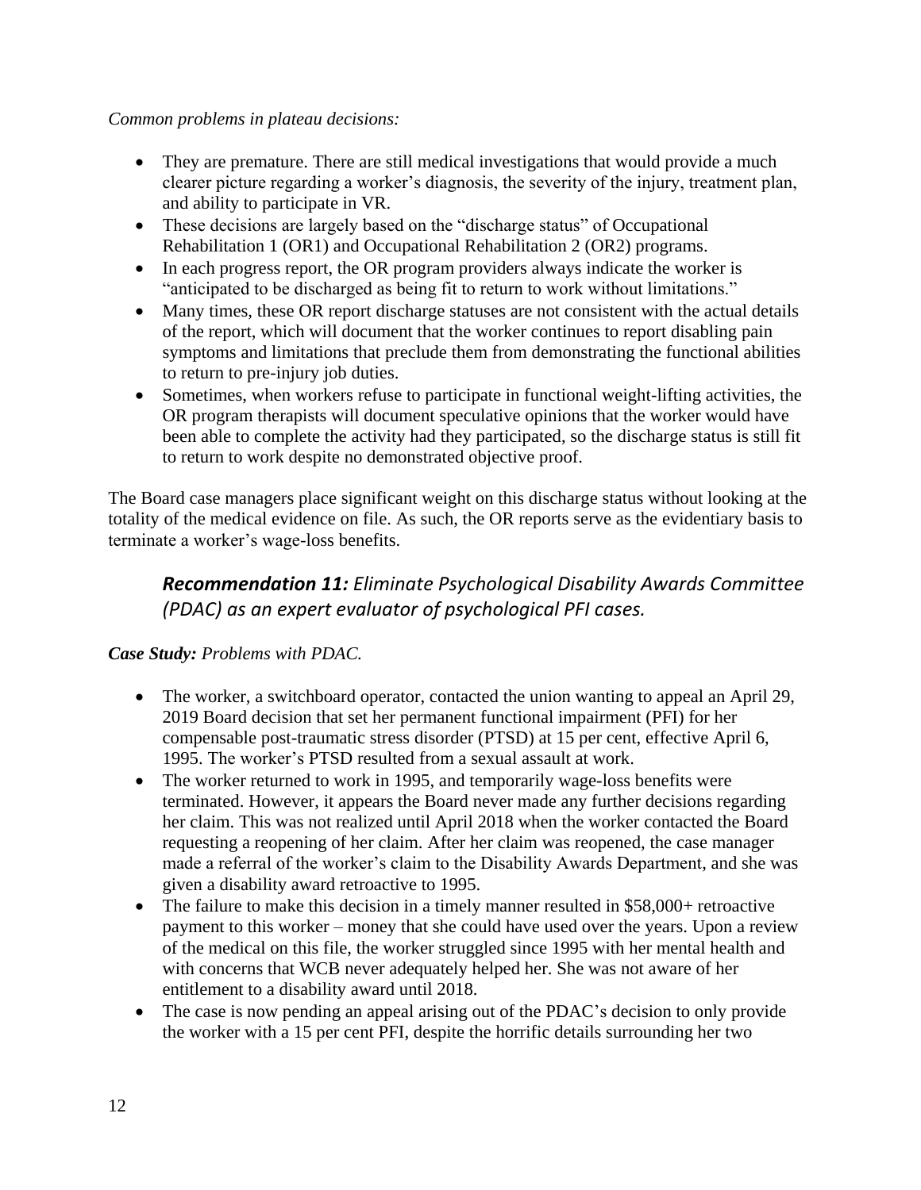*Common problems in plateau decisions:*

- They are premature. There are still medical investigations that would provide a much clearer picture regarding a worker's diagnosis, the severity of the injury, treatment plan, and ability to participate in VR.
- These decisions are largely based on the "discharge status" of Occupational Rehabilitation 1 (OR1) and Occupational Rehabilitation 2 (OR2) programs.
- In each progress report, the OR program providers always indicate the worker is "anticipated to be discharged as being fit to return to work without limitations."
- Many times, these OR report discharge statuses are not consistent with the actual details of the report, which will document that the worker continues to report disabling pain symptoms and limitations that preclude them from demonstrating the functional abilities to return to pre-injury job duties.
- Sometimes, when workers refuse to participate in functional weight-lifting activities, the OR program therapists will document speculative opinions that the worker would have been able to complete the activity had they participated, so the discharge status is still fit to return to work despite no demonstrated objective proof.

The Board case managers place significant weight on this discharge status without looking at the totality of the medical evidence on file. As such, the OR reports serve as the evidentiary basis to terminate a worker's wage-loss benefits.

### ***Recommendation 11:*** *Eliminate Psychological Disability Awards Committee (PDAC) as an expert evaluator of psychological PFI cases.*

***Case Study:*** *Problems with PDAC.*

- The worker, a switchboard operator, contacted the union wanting to appeal an April 29, 2019 Board decision that set her permanent functional impairment (PFI) for her compensable post-traumatic stress disorder (PTSD) at 15 per cent, effective April 6, 1995. The worker's PTSD resulted from a sexual assault at work.
- The worker returned to work in 1995, and temporarily wage-loss benefits were terminated. However, it appears the Board never made any further decisions regarding her claim. This was not realized until April 2018 when the worker contacted the Board requesting a reopening of her claim. After her claim was reopened, the case manager made a referral of the worker's claim to the Disability Awards Department, and she was given a disability award retroactive to 1995.
- The failure to make this decision in a timely manner resulted in $58,000+ retroactive payment to this worker – money that she could have used over the years. Upon a review of the medical on this file, the worker struggled since 1995 with her mental health and with concerns that WCB never adequately helped her. She was not aware of her entitlement to a disability award until 2018.
- The case is now pending an appeal arising out of the PDAC's decision to only provide the worker with a 15 per cent PFI, despite the horrific details surrounding her two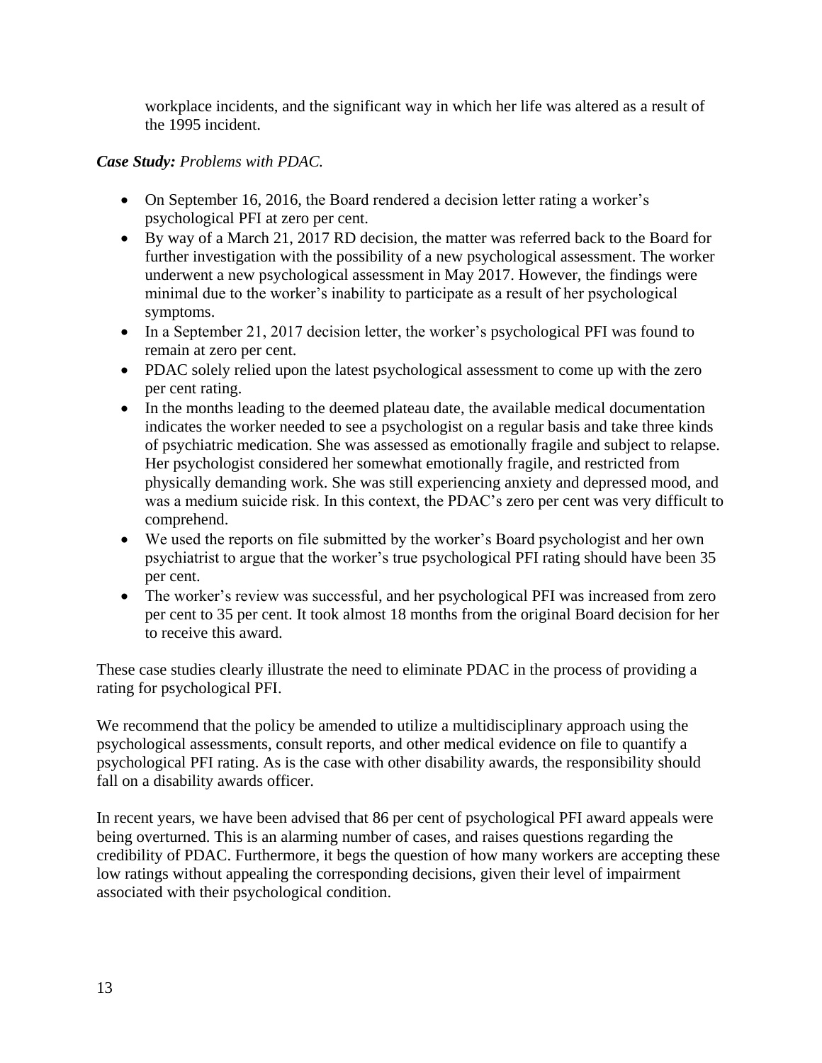workplace incidents, and the significant way in which her life was altered as a result of the 1995 incident.

***Case Study:*** *Problems with PDAC.*

- On September 16, 2016, the Board rendered a decision letter rating a worker's psychological PFI at zero per cent.
- By way of a March 21, 2017 RD decision, the matter was referred back to the Board for further investigation with the possibility of a new psychological assessment. The worker underwent a new psychological assessment in May 2017. However, the findings were minimal due to the worker's inability to participate as a result of her psychological symptoms.
- In a September 21, 2017 decision letter, the worker's psychological PFI was found to remain at zero per cent.
- PDAC solely relied upon the latest psychological assessment to come up with the zero per cent rating.
- In the months leading to the deemed plateau date, the available medical documentation indicates the worker needed to see a psychologist on a regular basis and take three kinds of psychiatric medication. She was assessed as emotionally fragile and subject to relapse. Her psychologist considered her somewhat emotionally fragile, and restricted from physically demanding work. She was still experiencing anxiety and depressed mood, and was a medium suicide risk. In this context, the PDAC's zero per cent was very difficult to comprehend.
- We used the reports on file submitted by the worker's Board psychologist and her own psychiatrist to argue that the worker's true psychological PFI rating should have been 35 per cent.
- The worker's review was successful, and her psychological PFI was increased from zero per cent to 35 per cent. It took almost 18 months from the original Board decision for her to receive this award.

These case studies clearly illustrate the need to eliminate PDAC in the process of providing a rating for psychological PFI.

We recommend that the policy be amended to utilize a multidisciplinary approach using the psychological assessments, consult reports, and other medical evidence on file to quantify a psychological PFI rating. As is the case with other disability awards, the responsibility should fall on a disability awards officer.

In recent years, we have been advised that 86 per cent of psychological PFI award appeals were being overturned. This is an alarming number of cases, and raises questions regarding the credibility of PDAC. Furthermore, it begs the question of how many workers are accepting these low ratings without appealing the corresponding decisions, given their level of impairment associated with their psychological condition.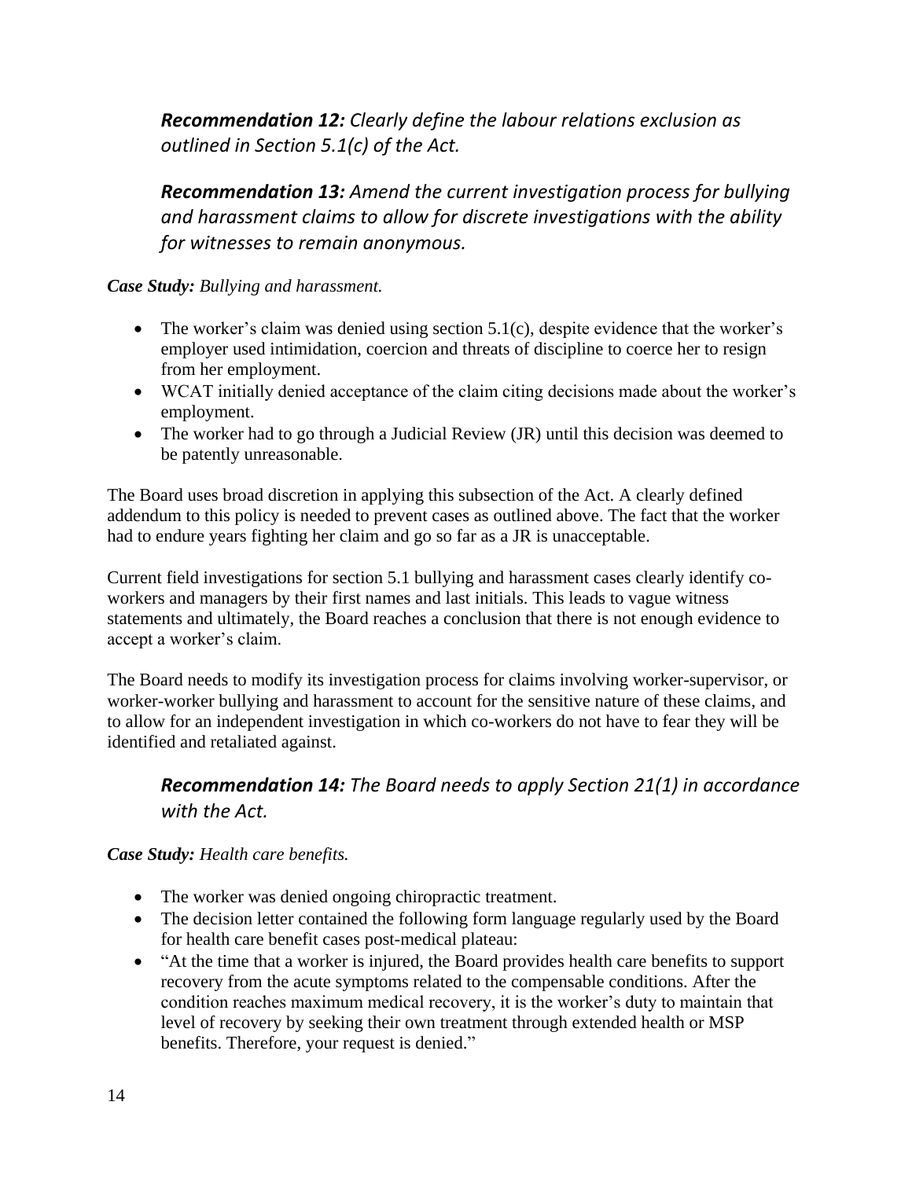***Recommendation 12:*** *Clearly define the labour relations exclusion as outlined in Section 5.1(c) of the Act.*

***Recommendation 13:*** *Amend the current investigation process for bullying and harassment claims to allow for discrete investigations with the ability for witnesses to remain anonymous.*

***Case Study:*** *Bullying and harassment.*

- The worker's claim was denied using section 5.1(c), despite evidence that the worker's employer used intimidation, coercion and threats of discipline to coerce her to resign from her employment.
- WCAT initially denied acceptance of the claim citing decisions made about the worker's employment.
- The worker had to go through a Judicial Review (JR) until this decision was deemed to be patently unreasonable.

The Board uses broad discretion in applying this subsection of the Act. A clearly defined addendum to this policy is needed to prevent cases as outlined above. The fact that the worker had to endure years fighting her claim and go so far as a JR is unacceptable.

Current field investigations for section 5.1 bullying and harassment cases clearly identify co-workers and managers by their first names and last initials. This leads to vague witness statements and ultimately, the Board reaches a conclusion that there is not enough evidence to accept a worker's claim.

The Board needs to modify its investigation process for claims involving worker-supervisor, or worker-worker bullying and harassment to account for the sensitive nature of these claims, and to allow for an independent investigation in which co-workers do not have to fear they will be identified and retaliated against.

***Recommendation 14:*** *The Board needs to apply Section 21(1) in accordance with the Act.*

***Case Study:*** *Health care benefits.*

- The worker was denied ongoing chiropractic treatment.
- The decision letter contained the following form language regularly used by the Board for health care benefit cases post-medical plateau:
- "At the time that a worker is injured, the Board provides health care benefits to support recovery from the acute symptoms related to the compensable conditions. After the condition reaches maximum medical recovery, it is the worker's duty to maintain that level of recovery by seeking their own treatment through extended health or MSP benefits. Therefore, your request is denied."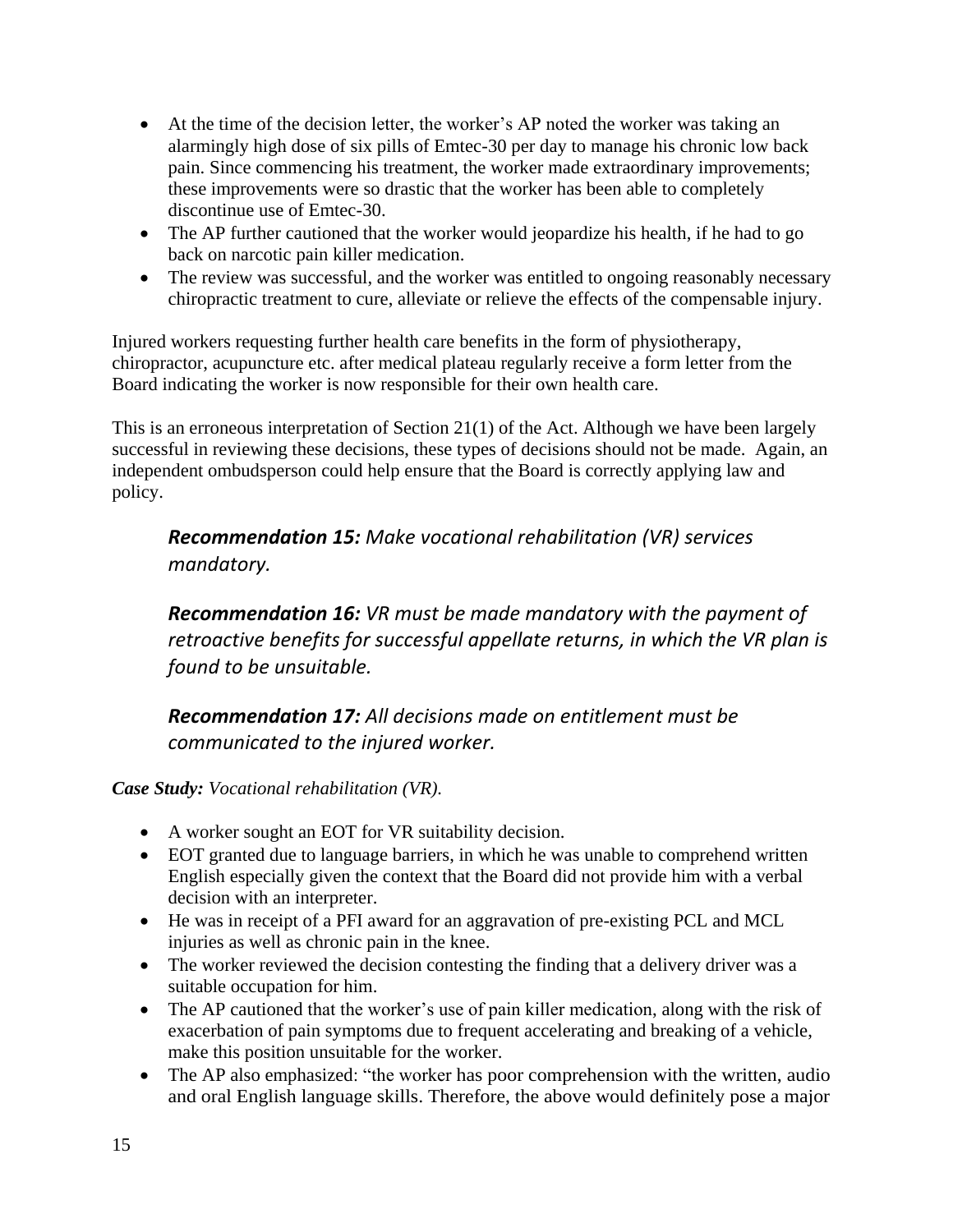- At the time of the decision letter, the worker's AP noted the worker was taking an alarmingly high dose of six pills of Emtec-30 per day to manage his chronic low back pain. Since commencing his treatment, the worker made extraordinary improvements; these improvements were so drastic that the worker has been able to completely discontinue use of Emtec-30.
- The AP further cautioned that the worker would jeopardize his health, if he had to go back on narcotic pain killer medication.
- The review was successful, and the worker was entitled to ongoing reasonably necessary chiropractic treatment to cure, alleviate or relieve the effects of the compensable injury.

Injured workers requesting further health care benefits in the form of physiotherapy, chiropractor, acupuncture etc. after medical plateau regularly receive a form letter from the Board indicating the worker is now responsible for their own health care.

This is an erroneous interpretation of Section 21(1) of the Act. Although we have been largely successful in reviewing these decisions, these types of decisions should not be made. Again, an independent ombudsperson could help ensure that the Board is correctly applying law and policy.

> ***Recommendation 15:*** *Make vocational rehabilitation (VR) services mandatory.*
>
> ***Recommendation 16:*** *VR must be made mandatory with the payment of retroactive benefits for successful appellate returns, in which the VR plan is found to be unsuitable.*
>
> ***Recommendation 17:*** *All decisions made on entitlement must be communicated to the injured worker.*

***Case Study:*** *Vocational rehabilitation (VR).*

- A worker sought an EOT for VR suitability decision.
- EOT granted due to language barriers, in which he was unable to comprehend written English especially given the context that the Board did not provide him with a verbal decision with an interpreter.
- He was in receipt of a PFI award for an aggravation of pre-existing PCL and MCL injuries as well as chronic pain in the knee.
- The worker reviewed the decision contesting the finding that a delivery driver was a suitable occupation for him.
- The AP cautioned that the worker's use of pain killer medication, along with the risk of exacerbation of pain symptoms due to frequent accelerating and breaking of a vehicle, make this position unsuitable for the worker.
- The AP also emphasized: "the worker has poor comprehension with the written, audio and oral English language skills. Therefore, the above would definitely pose a major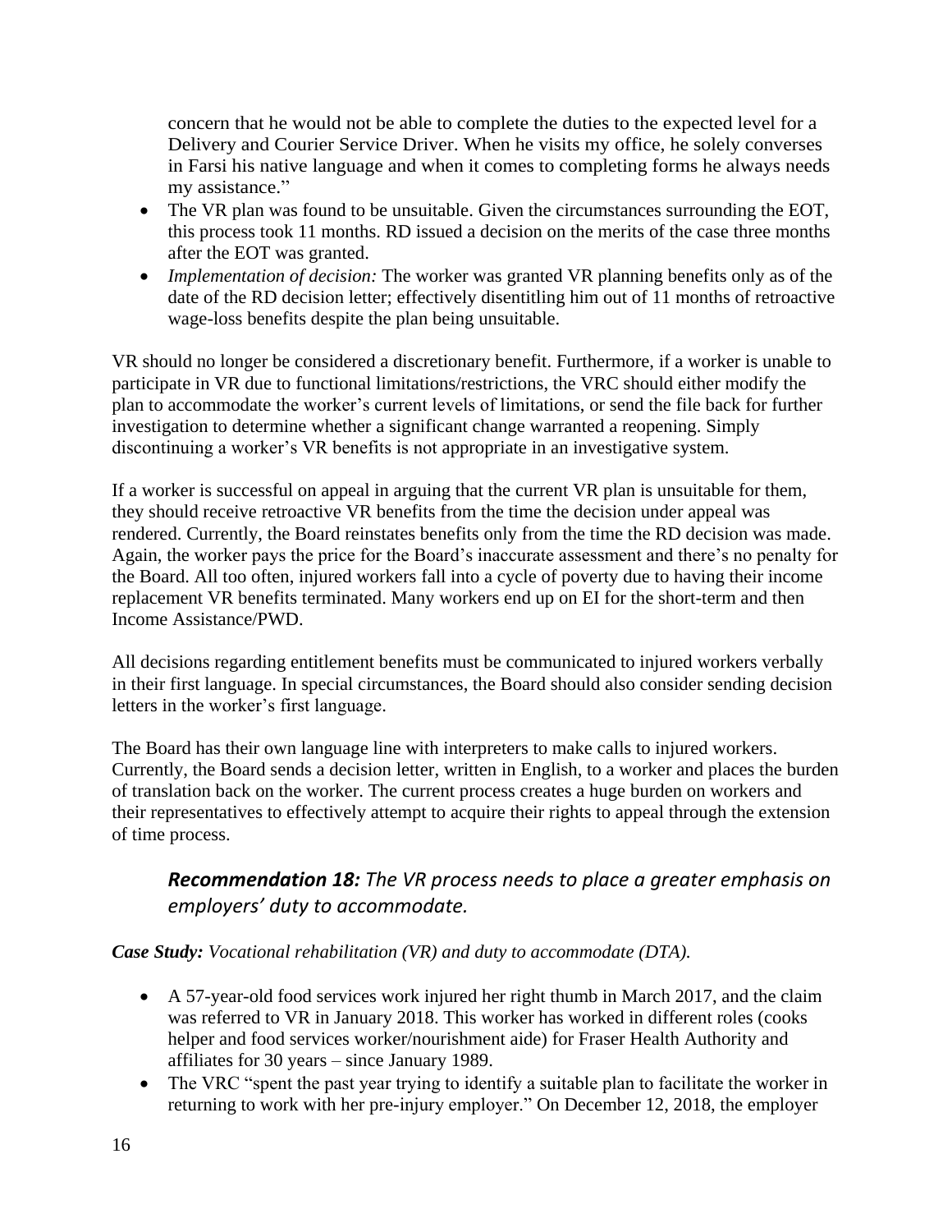concern that he would not be able to complete the duties to the expected level for a Delivery and Courier Service Driver. When he visits my office, he solely converses in Farsi his native language and when it comes to completing forms he always needs my assistance."

- The VR plan was found to be unsuitable. Given the circumstances surrounding the EOT, this process took 11 months. RD issued a decision on the merits of the case three months after the EOT was granted.
- *Implementation of decision:* The worker was granted VR planning benefits only as of the date of the RD decision letter; effectively disentitling him out of 11 months of retroactive wage-loss benefits despite the plan being unsuitable.

VR should no longer be considered a discretionary benefit. Furthermore, if a worker is unable to participate in VR due to functional limitations/restrictions, the VRC should either modify the plan to accommodate the worker's current levels of limitations, or send the file back for further investigation to determine whether a significant change warranted a reopening. Simply discontinuing a worker's VR benefits is not appropriate in an investigative system.

If a worker is successful on appeal in arguing that the current VR plan is unsuitable for them, they should receive retroactive VR benefits from the time the decision under appeal was rendered. Currently, the Board reinstates benefits only from the time the RD decision was made. Again, the worker pays the price for the Board's inaccurate assessment and there's no penalty for the Board. All too often, injured workers fall into a cycle of poverty due to having their income replacement VR benefits terminated. Many workers end up on EI for the short-term and then Income Assistance/PWD.

All decisions regarding entitlement benefits must be communicated to injured workers verbally in their first language. In special circumstances, the Board should also consider sending decision letters in the worker's first language.

The Board has their own language line with interpreters to make calls to injured workers. Currently, the Board sends a decision letter, written in English, to a worker and places the burden of translation back on the worker. The current process creates a huge burden on workers and their representatives to effectively attempt to acquire their rights to appeal through the extension of time process.

### ***Recommendation 18:*** *The VR process needs to place a greater emphasis on employers' duty to accommodate.*

***Case Study:*** *Vocational rehabilitation (VR) and duty to accommodate (DTA).*

- A 57-year-old food services work injured her right thumb in March 2017, and the claim was referred to VR in January 2018. This worker has worked in different roles (cooks helper and food services worker/nourishment aide) for Fraser Health Authority and affiliates for 30 years – since January 1989.
- The VRC "spent the past year trying to identify a suitable plan to facilitate the worker in returning to work with her pre-injury employer." On December 12, 2018, the employer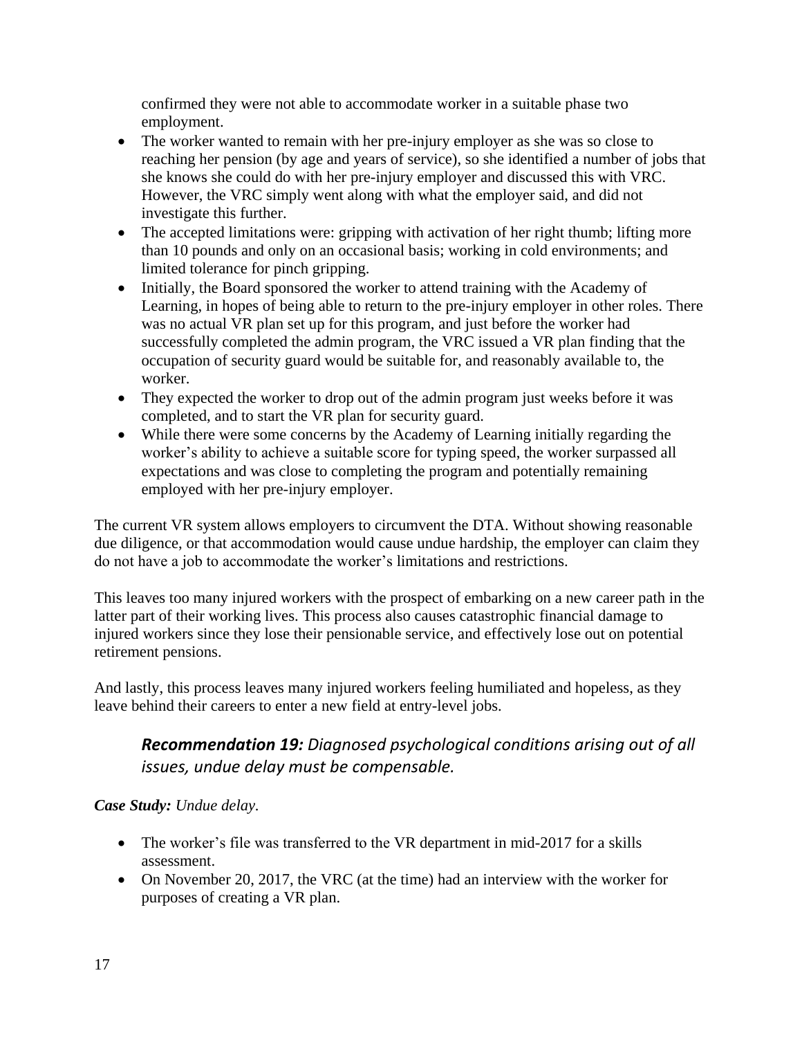confirmed they were not able to accommodate worker in a suitable phase two employment.

- The worker wanted to remain with her pre-injury employer as she was so close to reaching her pension (by age and years of service), so she identified a number of jobs that she knows she could do with her pre-injury employer and discussed this with VRC. However, the VRC simply went along with what the employer said, and did not investigate this further.
- The accepted limitations were: gripping with activation of her right thumb; lifting more than 10 pounds and only on an occasional basis; working in cold environments; and limited tolerance for pinch gripping.
- Initially, the Board sponsored the worker to attend training with the Academy of Learning, in hopes of being able to return to the pre-injury employer in other roles. There was no actual VR plan set up for this program, and just before the worker had successfully completed the admin program, the VRC issued a VR plan finding that the occupation of security guard would be suitable for, and reasonably available to, the worker.
- They expected the worker to drop out of the admin program just weeks before it was completed, and to start the VR plan for security guard.
- While there were some concerns by the Academy of Learning initially regarding the worker's ability to achieve a suitable score for typing speed, the worker surpassed all expectations and was close to completing the program and potentially remaining employed with her pre-injury employer.

The current VR system allows employers to circumvent the DTA. Without showing reasonable due diligence, or that accommodation would cause undue hardship, the employer can claim they do not have a job to accommodate the worker's limitations and restrictions.

This leaves too many injured workers with the prospect of embarking on a new career path in the latter part of their working lives. This process also causes catastrophic financial damage to injured workers since they lose their pensionable service, and effectively lose out on potential retirement pensions.

And lastly, this process leaves many injured workers feeling humiliated and hopeless, as they leave behind their careers to enter a new field at entry-level jobs.

### ***Recommendation 19:*** *Diagnosed psychological conditions arising out of all issues, undue delay must be compensable.*

***Case Study:*** *Undue delay.*

- The worker's file was transferred to the VR department in mid-2017 for a skills assessment.
- On November 20, 2017, the VRC (at the time) had an interview with the worker for purposes of creating a VR plan.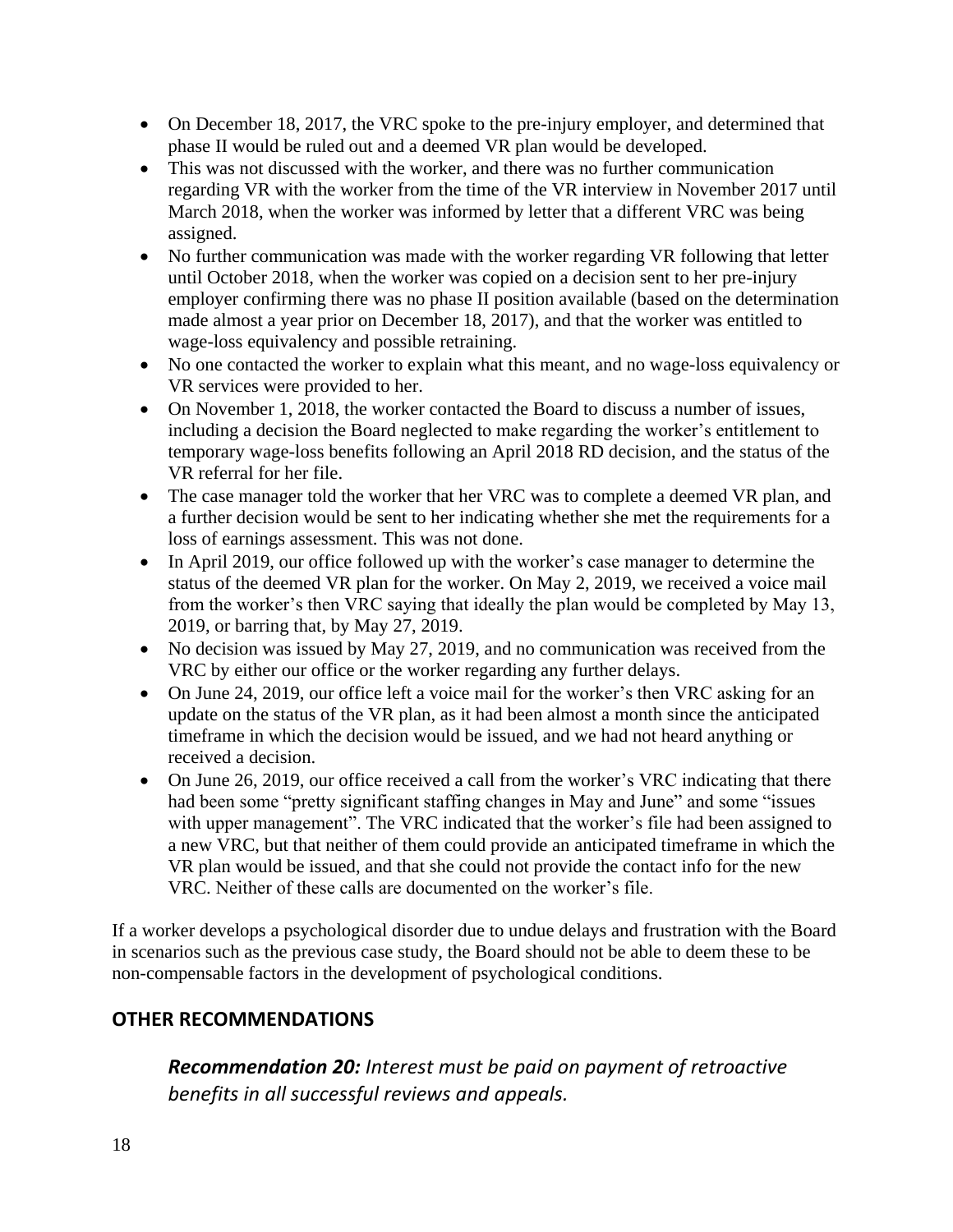- On December 18, 2017, the VRC spoke to the pre-injury employer, and determined that phase II would be ruled out and a deemed VR plan would be developed.
- This was not discussed with the worker, and there was no further communication regarding VR with the worker from the time of the VR interview in November 2017 until March 2018, when the worker was informed by letter that a different VRC was being assigned.
- No further communication was made with the worker regarding VR following that letter until October 2018, when the worker was copied on a decision sent to her pre-injury employer confirming there was no phase II position available (based on the determination made almost a year prior on December 18, 2017), and that the worker was entitled to wage-loss equivalency and possible retraining.
- No one contacted the worker to explain what this meant, and no wage-loss equivalency or VR services were provided to her.
- On November 1, 2018, the worker contacted the Board to discuss a number of issues, including a decision the Board neglected to make regarding the worker's entitlement to temporary wage-loss benefits following an April 2018 RD decision, and the status of the VR referral for her file.
- The case manager told the worker that her VRC was to complete a deemed VR plan, and a further decision would be sent to her indicating whether she met the requirements for a loss of earnings assessment. This was not done.
- In April 2019, our office followed up with the worker's case manager to determine the status of the deemed VR plan for the worker. On May 2, 2019, we received a voice mail from the worker's then VRC saying that ideally the plan would be completed by May 13, 2019, or barring that, by May 27, 2019.
- No decision was issued by May 27, 2019, and no communication was received from the VRC by either our office or the worker regarding any further delays.
- On June 24, 2019, our office left a voice mail for the worker's then VRC asking for an update on the status of the VR plan, as it had been almost a month since the anticipated timeframe in which the decision would be issued, and we had not heard anything or received a decision.
- On June 26, 2019, our office received a call from the worker's VRC indicating that there had been some "pretty significant staffing changes in May and June" and some "issues with upper management". The VRC indicated that the worker's file had been assigned to a new VRC, but that neither of them could provide an anticipated timeframe in which the VR plan would be issued, and that she could not provide the contact info for the new VRC. Neither of these calls are documented on the worker's file.

If a worker develops a psychological disorder due to undue delays and frustration with the Board in scenarios such as the previous case study, the Board should not be able to deem these to be non-compensable factors in the development of psychological conditions.

## OTHER RECOMMENDATIONS

> ***Recommendation 20:*** *Interest must be paid on payment of retroactive benefits in all successful reviews and appeals.*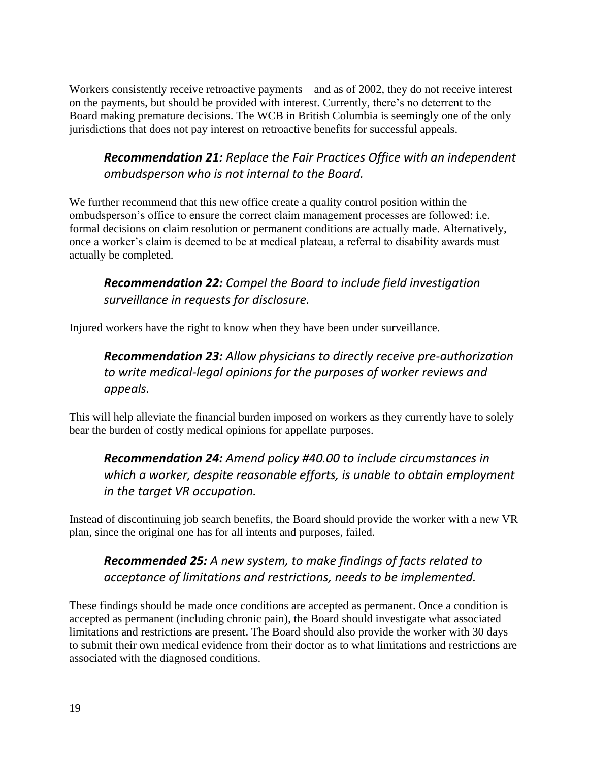Workers consistently receive retroactive payments – and as of 2002, they do not receive interest on the payments, but should be provided with interest. Currently, there's no deterrent to the Board making premature decisions. The WCB in British Columbia is seemingly one of the only jurisdictions that does not pay interest on retroactive benefits for successful appeals.

### ***Recommendation 21:*** *Replace the Fair Practices Office with an independent ombudsperson who is not internal to the Board.*

We further recommend that this new office create a quality control position within the ombudsperson's office to ensure the correct claim management processes are followed: i.e. formal decisions on claim resolution or permanent conditions are actually made. Alternatively, once a worker's claim is deemed to be at medical plateau, a referral to disability awards must actually be completed.

### ***Recommendation 22:*** *Compel the Board to include field investigation surveillance in requests for disclosure.*

Injured workers have the right to know when they have been under surveillance.

### ***Recommendation 23:*** *Allow physicians to directly receive pre-authorization to write medical-legal opinions for the purposes of worker reviews and appeals.*

This will help alleviate the financial burden imposed on workers as they currently have to solely bear the burden of costly medical opinions for appellate purposes.

### ***Recommendation 24:*** *Amend policy #40.00 to include circumstances in which a worker, despite reasonable efforts, is unable to obtain employment in the target VR occupation.*

Instead of discontinuing job search benefits, the Board should provide the worker with a new VR plan, since the original one has for all intents and purposes, failed.

### ***Recommended 25:*** *A new system, to make findings of facts related to acceptance of limitations and restrictions, needs to be implemented.*

These findings should be made once conditions are accepted as permanent. Once a condition is accepted as permanent (including chronic pain), the Board should investigate what associated limitations and restrictions are present. The Board should also provide the worker with 30 days to submit their own medical evidence from their doctor as to what limitations and restrictions are associated with the diagnosed conditions.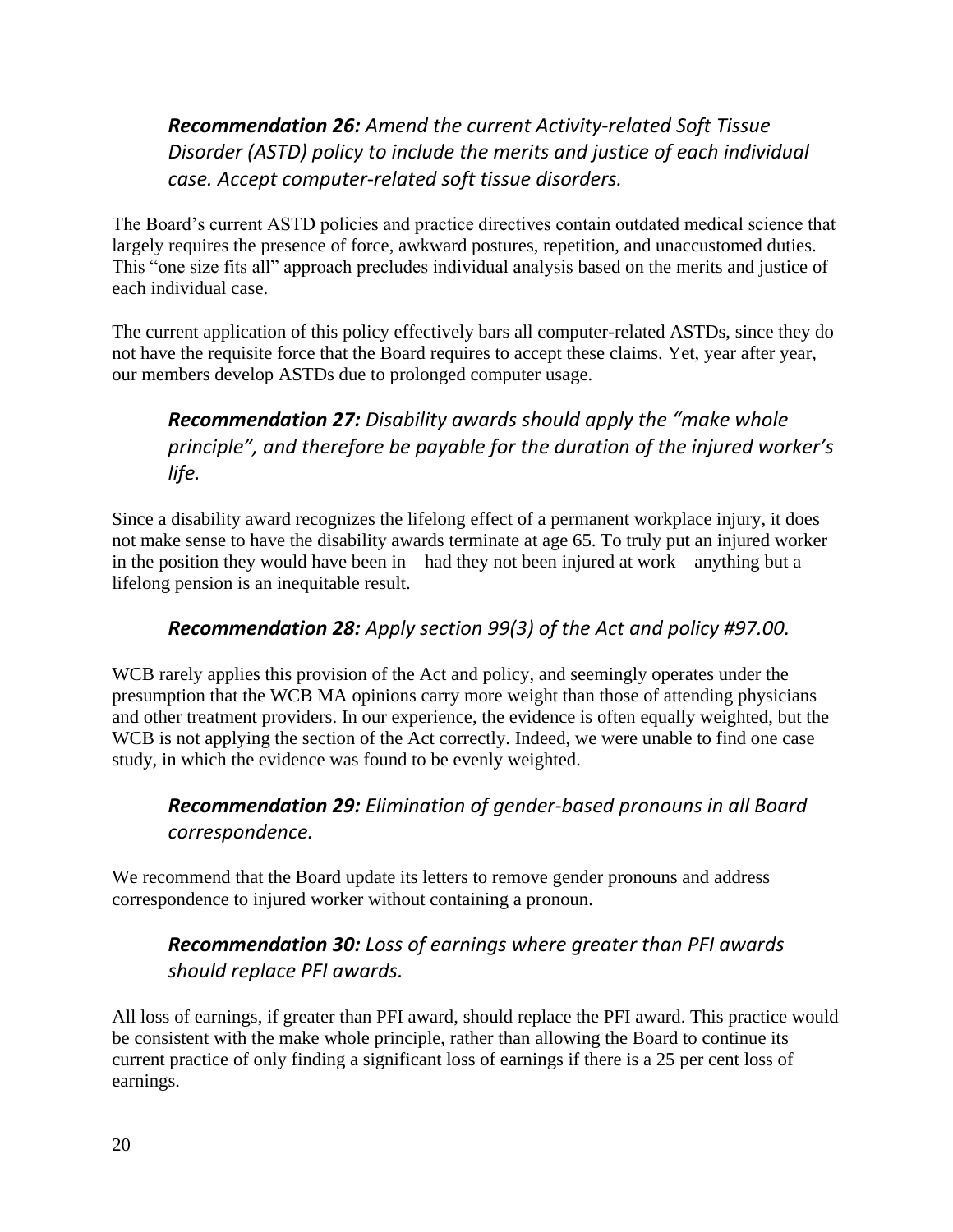### ***Recommendation 26:*** *Amend the current Activity-related Soft Tissue Disorder (ASTD) policy to include the merits and justice of each individual case. Accept computer-related soft tissue disorders.*

The Board's current ASTD policies and practice directives contain outdated medical science that largely requires the presence of force, awkward postures, repetition, and unaccustomed duties. This "one size fits all" approach precludes individual analysis based on the merits and justice of each individual case.

The current application of this policy effectively bars all computer-related ASTDs, since they do not have the requisite force that the Board requires to accept these claims. Yet, year after year, our members develop ASTDs due to prolonged computer usage.

### ***Recommendation 27:*** *Disability awards should apply the "make whole principle", and therefore be payable for the duration of the injured worker's life.*

Since a disability award recognizes the lifelong effect of a permanent workplace injury, it does not make sense to have the disability awards terminate at age 65. To truly put an injured worker in the position they would have been in – had they not been injured at work – anything but a lifelong pension is an inequitable result.

### ***Recommendation 28:*** *Apply section 99(3) of the Act and policy #97.00.*

WCB rarely applies this provision of the Act and policy, and seemingly operates under the presumption that the WCB MA opinions carry more weight than those of attending physicians and other treatment providers. In our experience, the evidence is often equally weighted, but the WCB is not applying the section of the Act correctly. Indeed, we were unable to find one case study, in which the evidence was found to be evenly weighted.

### ***Recommendation 29:*** *Elimination of gender-based pronouns in all Board correspondence.*

We recommend that the Board update its letters to remove gender pronouns and address correspondence to injured worker without containing a pronoun.

### ***Recommendation 30:*** *Loss of earnings where greater than PFI awards should replace PFI awards.*

All loss of earnings, if greater than PFI award, should replace the PFI award. This practice would be consistent with the make whole principle, rather than allowing the Board to continue its current practice of only finding a significant loss of earnings if there is a 25 per cent loss of earnings.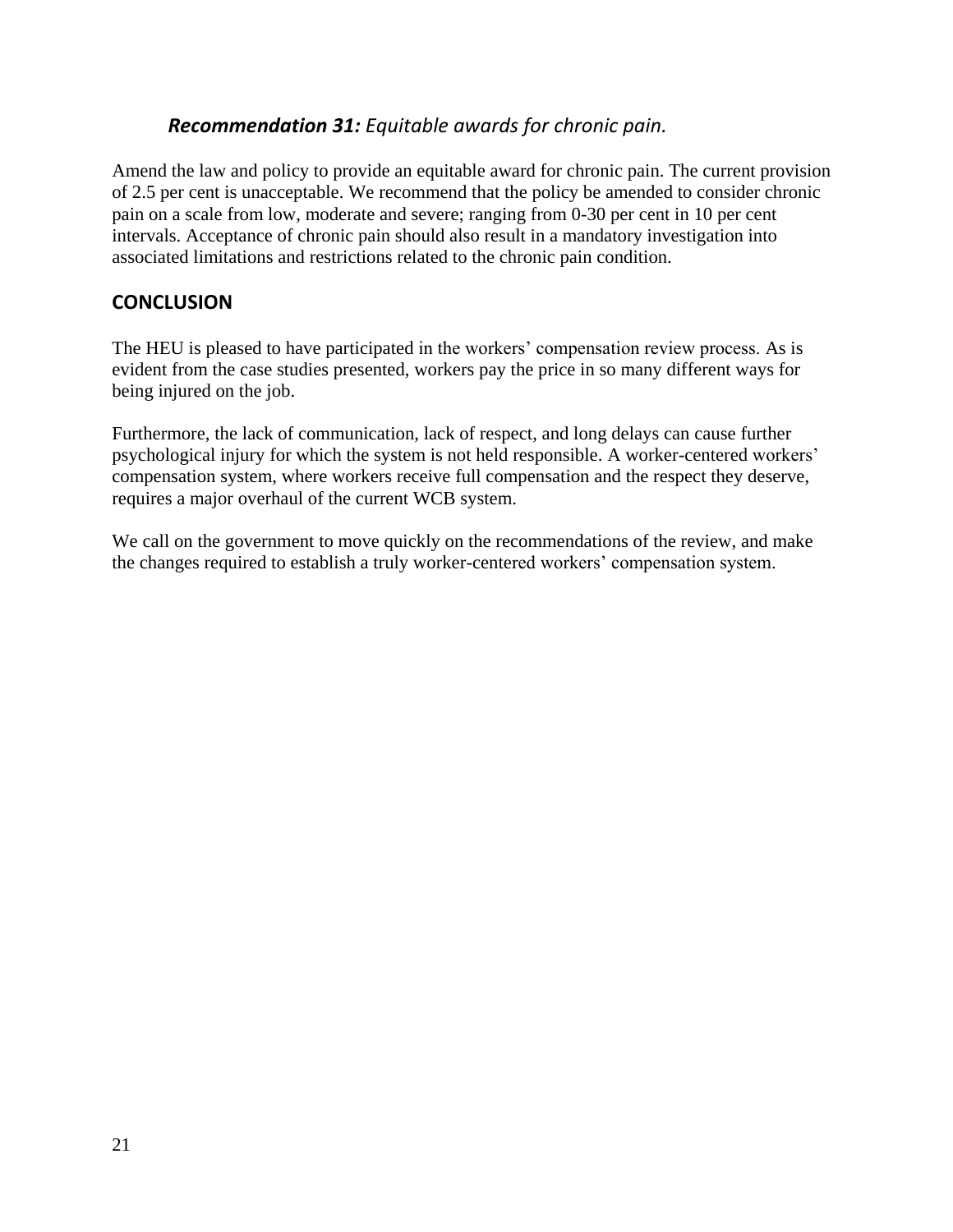***Recommendation 31:*** *Equitable awards for chronic pain.*

Amend the law and policy to provide an equitable award for chronic pain. The current provision of 2.5 per cent is unacceptable. We recommend that the policy be amended to consider chronic pain on a scale from low, moderate and severe; ranging from 0-30 per cent in 10 per cent intervals. Acceptance of chronic pain should also result in a mandatory investigation into associated limitations and restrictions related to the chronic pain condition.

## CONCLUSION

The HEU is pleased to have participated in the workers' compensation review process. As is evident from the case studies presented, workers pay the price in so many different ways for being injured on the job.

Furthermore, the lack of communication, lack of respect, and long delays can cause further psychological injury for which the system is not held responsible. A worker-centered workers' compensation system, where workers receive full compensation and the respect they deserve, requires a major overhaul of the current WCB system.

We call on the government to move quickly on the recommendations of the review, and make the changes required to establish a truly worker-centered workers' compensation system.